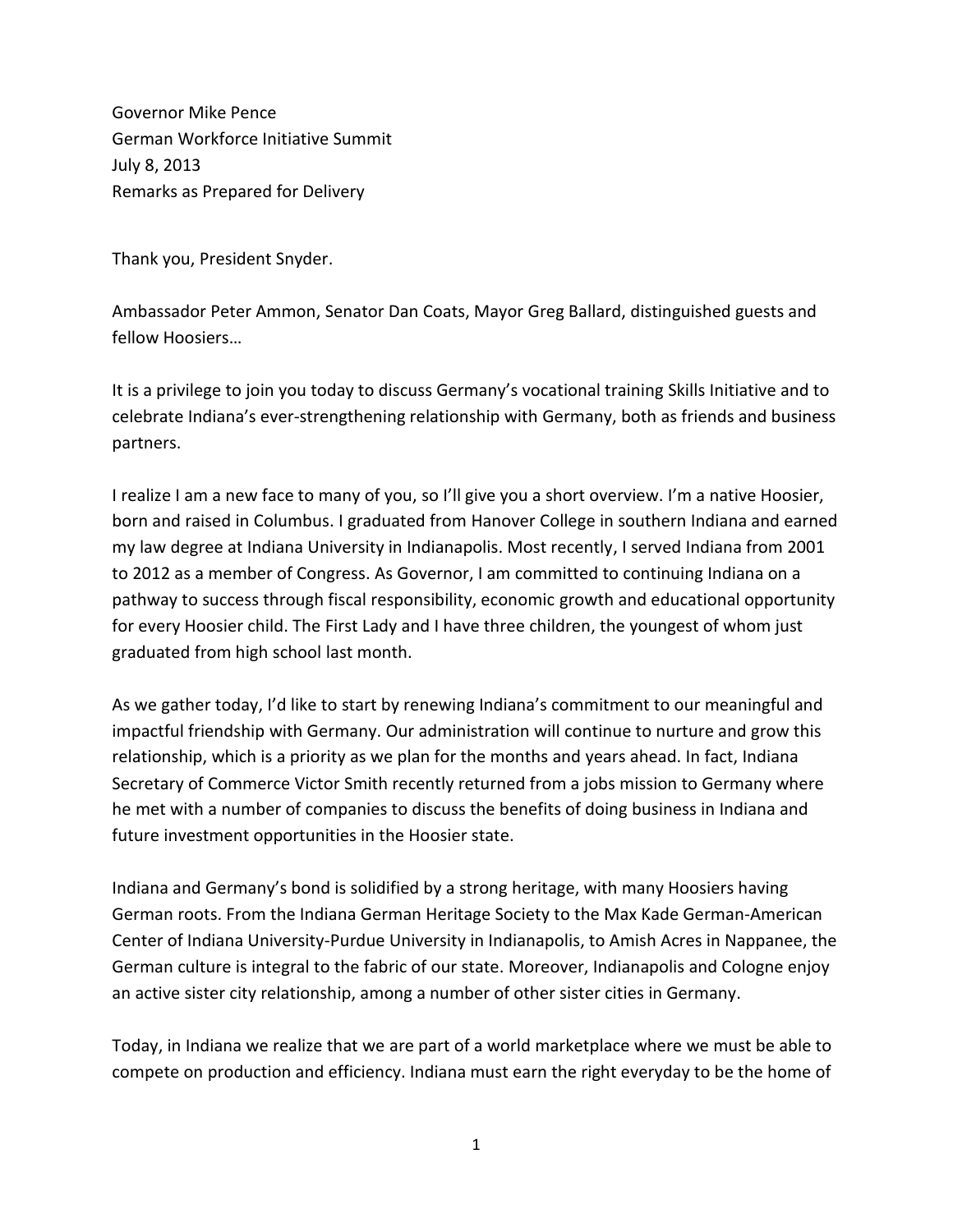Governor Mike Pence
German Workforce Initiative Summit
July 8, 2013
Remarks as Prepared for Delivery

Thank you, President Snyder.

Ambassador Peter Ammon, Senator Dan Coats, Mayor Greg Ballard, distinguished guests and fellow Hoosiers…

It is a privilege to join you today to discuss Germany's vocational training Skills Initiative and to celebrate Indiana's ever-strengthening relationship with Germany, both as friends and business partners.

I realize I am a new face to many of you, so I'll give you a short overview. I'm a native Hoosier, born and raised in Columbus. I graduated from Hanover College in southern Indiana and earned my law degree at Indiana University in Indianapolis. Most recently, I served Indiana from 2001 to 2012 as a member of Congress. As Governor, I am committed to continuing Indiana on a pathway to success through fiscal responsibility, economic growth and educational opportunity for every Hoosier child. The First Lady and I have three children, the youngest of whom just graduated from high school last month.

As we gather today, I'd like to start by renewing Indiana's commitment to our meaningful and impactful friendship with Germany. Our administration will continue to nurture and grow this relationship, which is a priority as we plan for the months and years ahead. In fact, Indiana Secretary of Commerce Victor Smith recently returned from a jobs mission to Germany where he met with a number of companies to discuss the benefits of doing business in Indiana and future investment opportunities in the Hoosier state.

Indiana and Germany's bond is solidified by a strong heritage, with many Hoosiers having German roots. From the Indiana German Heritage Society to the Max Kade German-American Center of Indiana University-Purdue University in Indianapolis, to Amish Acres in Nappanee, the German culture is integral to the fabric of our state. Moreover, Indianapolis and Cologne enjoy an active sister city relationship, among a number of other sister cities in Germany.

Today, in Indiana we realize that we are part of a world marketplace where we must be able to compete on production and efficiency. Indiana must earn the right everyday to be the home of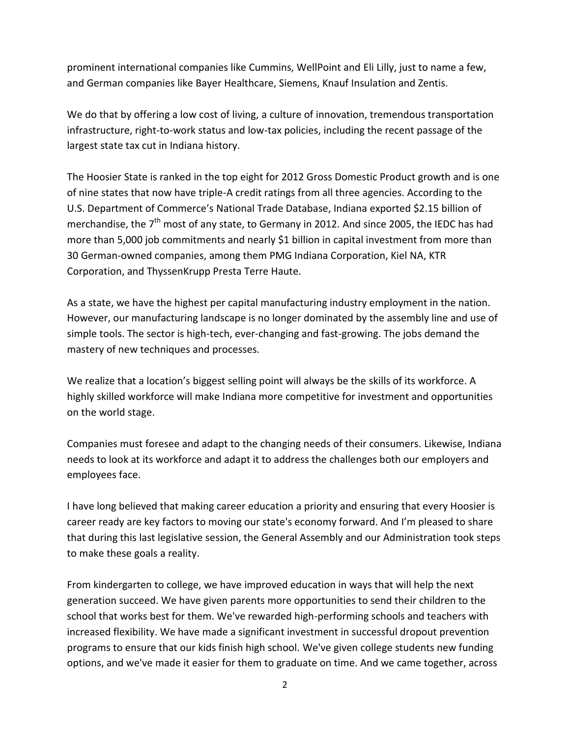prominent international companies like Cummins, WellPoint and Eli Lilly, just to name a few, and German companies like Bayer Healthcare, Siemens, Knauf Insulation and Zentis.

We do that by offering a low cost of living, a culture of innovation, tremendous transportation infrastructure, right-to-work status and low-tax policies, including the recent passage of the largest state tax cut in Indiana history.

The Hoosier State is ranked in the top eight for 2012 Gross Domestic Product growth and is one of nine states that now have triple-A credit ratings from all three agencies. According to the U.S. Department of Commerce's National Trade Database, Indiana exported $2.15 billion of merchandise, the 7th most of any state, to Germany in 2012. And since 2005, the IEDC has had more than 5,000 job commitments and nearly $1 billion in capital investment from more than 30 German-owned companies, among them PMG Indiana Corporation, Kiel NA, KTR Corporation, and ThyssenKrupp Presta Terre Haute.

As a state, we have the highest per capital manufacturing industry employment in the nation. However, our manufacturing landscape is no longer dominated by the assembly line and use of simple tools. The sector is high-tech, ever-changing and fast-growing. The jobs demand the mastery of new techniques and processes.

We realize that a location's biggest selling point will always be the skills of its workforce. A highly skilled workforce will make Indiana more competitive for investment and opportunities on the world stage.

Companies must foresee and adapt to the changing needs of their consumers. Likewise, Indiana needs to look at its workforce and adapt it to address the challenges both our employers and employees face.

I have long believed that making career education a priority and ensuring that every Hoosier is career ready are key factors to moving our state's economy forward. And I'm pleased to share that during this last legislative session, the General Assembly and our Administration took steps to make these goals a reality.

From kindergarten to college, we have improved education in ways that will help the next generation succeed. We have given parents more opportunities to send their children to the school that works best for them. We've rewarded high-performing schools and teachers with increased flexibility. We have made a significant investment in successful dropout prevention programs to ensure that our kids finish high school. We've given college students new funding options, and we've made it easier for them to graduate on time. And we came together, across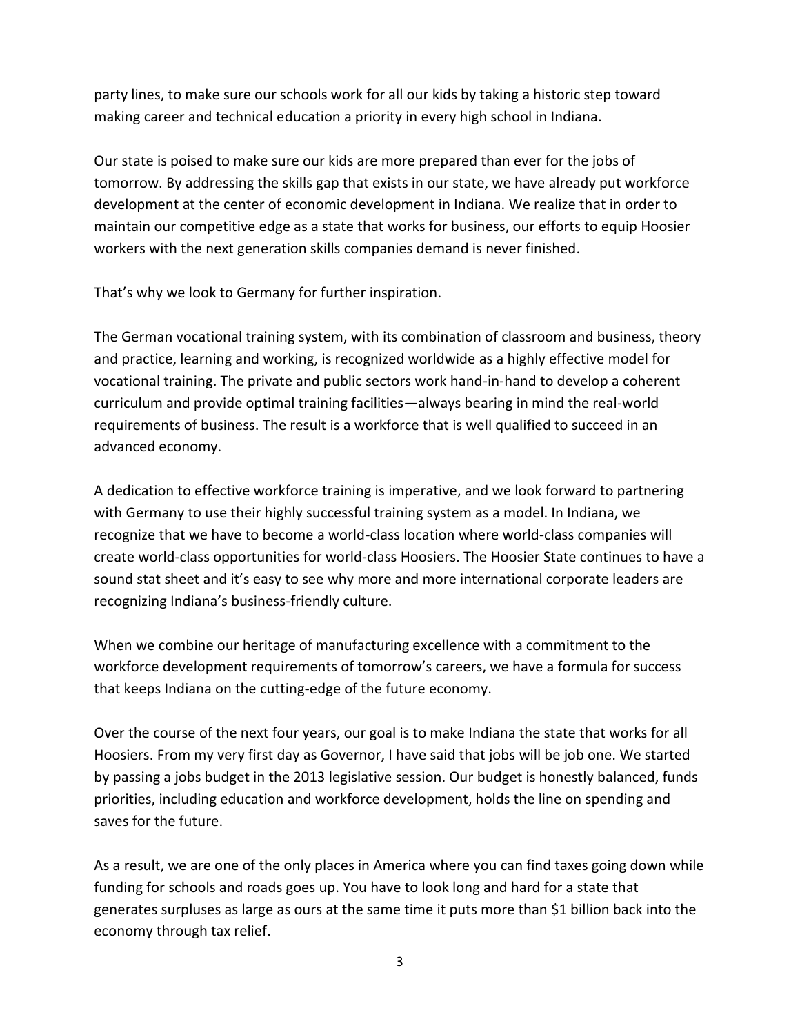party lines, to make sure our schools work for all our kids by taking a historic step toward making career and technical education a priority in every high school in Indiana.

Our state is poised to make sure our kids are more prepared than ever for the jobs of tomorrow. By addressing the skills gap that exists in our state, we have already put workforce development at the center of economic development in Indiana. We realize that in order to maintain our competitive edge as a state that works for business, our efforts to equip Hoosier workers with the next generation skills companies demand is never finished.

That's why we look to Germany for further inspiration.

The German vocational training system, with its combination of classroom and business, theory and practice, learning and working, is recognized worldwide as a highly effective model for vocational training. The private and public sectors work hand-in-hand to develop a coherent curriculum and provide optimal training facilities—always bearing in mind the real-world requirements of business. The result is a workforce that is well qualified to succeed in an advanced economy.

A dedication to effective workforce training is imperative, and we look forward to partnering with Germany to use their highly successful training system as a model. In Indiana, we recognize that we have to become a world-class location where world-class companies will create world-class opportunities for world-class Hoosiers. The Hoosier State continues to have a sound stat sheet and it's easy to see why more and more international corporate leaders are recognizing Indiana's business-friendly culture.

When we combine our heritage of manufacturing excellence with a commitment to the workforce development requirements of tomorrow's careers, we have a formula for success that keeps Indiana on the cutting-edge of the future economy.

Over the course of the next four years, our goal is to make Indiana the state that works for all Hoosiers. From my very first day as Governor, I have said that jobs will be job one. We started by passing a jobs budget in the 2013 legislative session. Our budget is honestly balanced, funds priorities, including education and workforce development, holds the line on spending and saves for the future.

As a result, we are one of the only places in America where you can find taxes going down while funding for schools and roads goes up. You have to look long and hard for a state that generates surpluses as large as ours at the same time it puts more than $1 billion back into the economy through tax relief.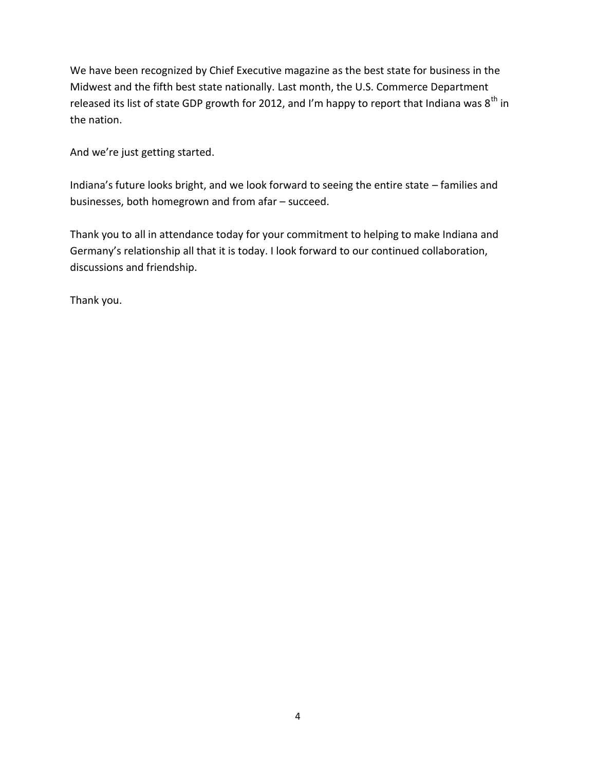We have been recognized by Chief Executive magazine as the best state for business in the Midwest and the fifth best state nationally. Last month, the U.S. Commerce Department released its list of state GDP growth for 2012, and I'm happy to report that Indiana was 8th in the nation.

And we're just getting started.

Indiana's future looks bright, and we look forward to seeing the entire state – families and businesses, both homegrown and from afar – succeed.

Thank you to all in attendance today for your commitment to helping to make Indiana and Germany's relationship all that it is today. I look forward to our continued collaboration, discussions and friendship.

Thank you.